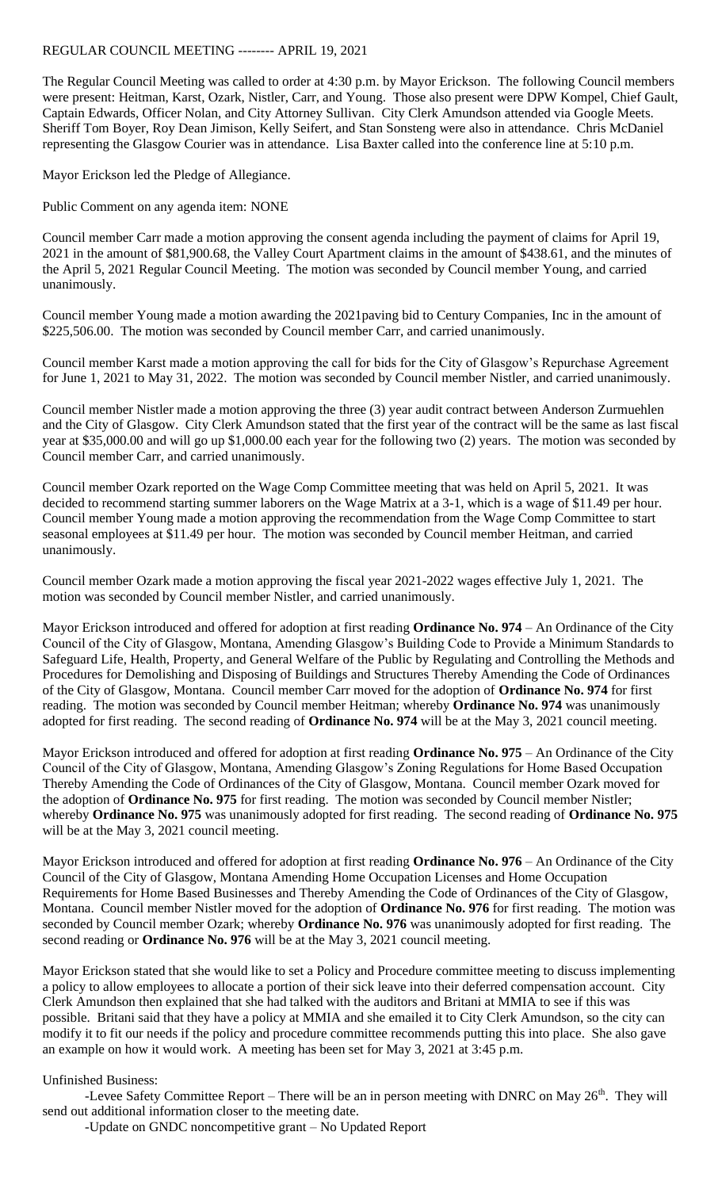REGULAR COUNCIL MEETING -------- APRIL 19, 2021

The Regular Council Meeting was called to order at 4:30 p.m. by Mayor Erickson. The following Council members were present: Heitman, Karst, Ozark, Nistler, Carr, and Young. Those also present were DPW Kompel, Chief Gault, Captain Edwards, Officer Nolan, and City Attorney Sullivan. City Clerk Amundson attended via Google Meets. Sheriff Tom Boyer, Roy Dean Jimison, Kelly Seifert, and Stan Sonsteng were also in attendance. Chris McDaniel representing the Glasgow Courier was in attendance. Lisa Baxter called into the conference line at 5:10 p.m.

Mayor Erickson led the Pledge of Allegiance.

Public Comment on any agenda item: NONE

Council member Carr made a motion approving the consent agenda including the payment of claims for April 19, 2021 in the amount of $81,900.68, the Valley Court Apartment claims in the amount of $438.61, and the minutes of the April 5, 2021 Regular Council Meeting. The motion was seconded by Council member Young, and carried unanimously.

Council member Young made a motion awarding the 2021paving bid to Century Companies, Inc in the amount of $225,506.00. The motion was seconded by Council member Carr, and carried unanimously.

Council member Karst made a motion approving the call for bids for the City of Glasgow's Repurchase Agreement for June 1, 2021 to May 31, 2022. The motion was seconded by Council member Nistler, and carried unanimously.

Council member Nistler made a motion approving the three (3) year audit contract between Anderson Zurmuehlen and the City of Glasgow. City Clerk Amundson stated that the first year of the contract will be the same as last fiscal year at $35,000.00 and will go up $1,000.00 each year for the following two (2) years. The motion was seconded by Council member Carr, and carried unanimously.

Council member Ozark reported on the Wage Comp Committee meeting that was held on April 5, 2021. It was decided to recommend starting summer laborers on the Wage Matrix at a 3-1, which is a wage of $11.49 per hour. Council member Young made a motion approving the recommendation from the Wage Comp Committee to start seasonal employees at $11.49 per hour. The motion was seconded by Council member Heitman, and carried unanimously.

Council member Ozark made a motion approving the fiscal year 2021-2022 wages effective July 1, 2021. The motion was seconded by Council member Nistler, and carried unanimously.

Mayor Erickson introduced and offered for adoption at first reading **Ordinance No. 974** – An Ordinance of the City Council of the City of Glasgow, Montana, Amending Glasgow's Building Code to Provide a Minimum Standards to Safeguard Life, Health, Property, and General Welfare of the Public by Regulating and Controlling the Methods and Procedures for Demolishing and Disposing of Buildings and Structures Thereby Amending the Code of Ordinances of the City of Glasgow, Montana. Council member Carr moved for the adoption of **Ordinance No. 974** for first reading. The motion was seconded by Council member Heitman; whereby **Ordinance No. 974** was unanimously adopted for first reading. The second reading of **Ordinance No. 974** will be at the May 3, 2021 council meeting.

Mayor Erickson introduced and offered for adoption at first reading **Ordinance No. 975** – An Ordinance of the City Council of the City of Glasgow, Montana, Amending Glasgow's Zoning Regulations for Home Based Occupation Thereby Amending the Code of Ordinances of the City of Glasgow, Montana. Council member Ozark moved for the adoption of **Ordinance No. 975** for first reading. The motion was seconded by Council member Nistler; whereby **Ordinance No. 975** was unanimously adopted for first reading. The second reading of **Ordinance No. 975** will be at the May 3, 2021 council meeting.

Mayor Erickson introduced and offered for adoption at first reading **Ordinance No. 976** – An Ordinance of the City Council of the City of Glasgow, Montana Amending Home Occupation Licenses and Home Occupation Requirements for Home Based Businesses and Thereby Amending the Code of Ordinances of the City of Glasgow, Montana. Council member Nistler moved for the adoption of **Ordinance No. 976** for first reading. The motion was seconded by Council member Ozark; whereby **Ordinance No. 976** was unanimously adopted for first reading. The second reading or **Ordinance No. 976** will be at the May 3, 2021 council meeting.

Mayor Erickson stated that she would like to set a Policy and Procedure committee meeting to discuss implementing a policy to allow employees to allocate a portion of their sick leave into their deferred compensation account. City Clerk Amundson then explained that she had talked with the auditors and Britani at MMIA to see if this was possible. Britani said that they have a policy at MMIA and she emailed it to City Clerk Amundson, so the city can modify it to fit our needs if the policy and procedure committee recommends putting this into place. She also gave an example on how it would work. A meeting has been set for May 3, 2021 at 3:45 p.m.

Unfinished Business:

-Levee Safety Committee Report – There will be an in person meeting with DNRC on May 26th. They will send out additional information closer to the meeting date.

-Update on GNDC noncompetitive grant – No Updated Report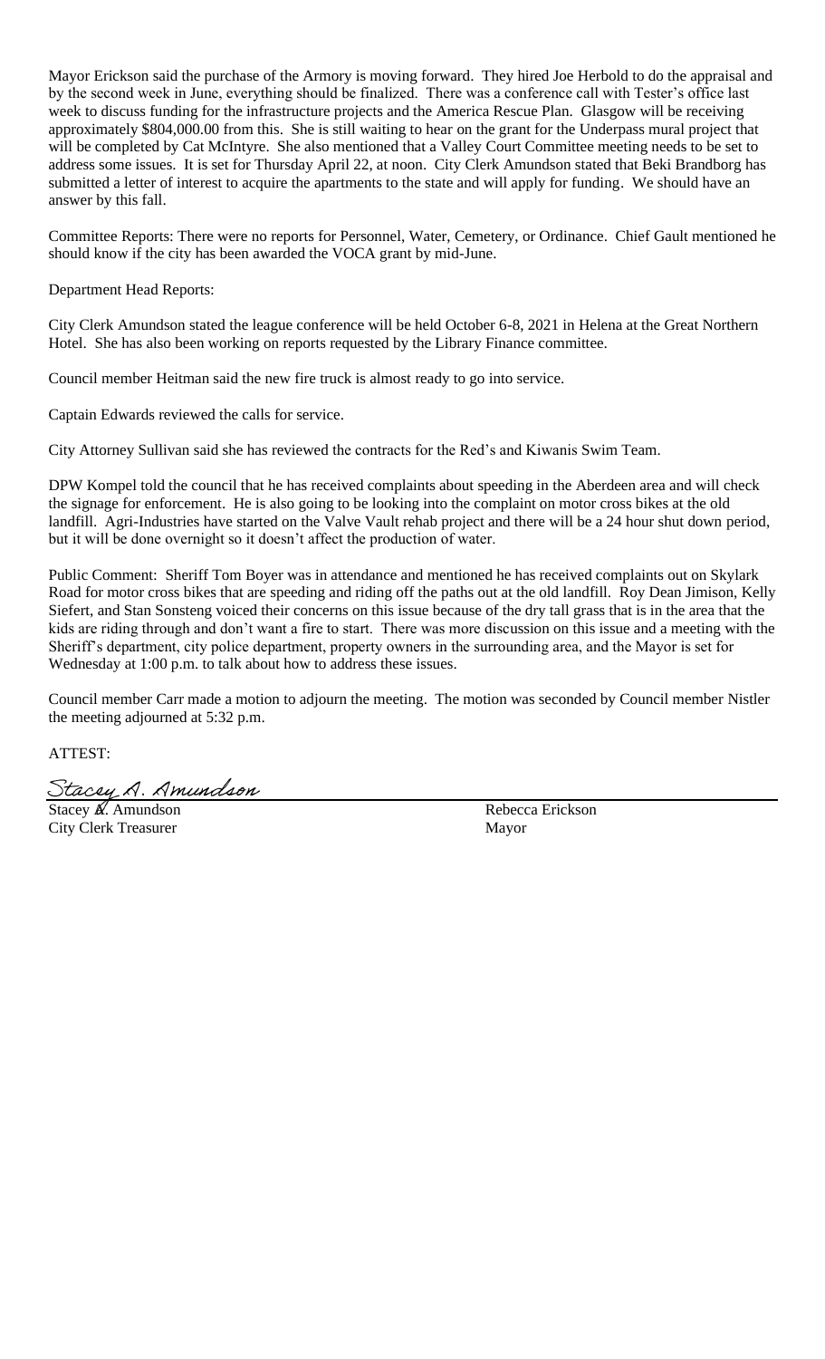Mayor Erickson said the purchase of the Armory is moving forward. They hired Joe Herbold to do the appraisal and by the second week in June, everything should be finalized. There was a conference call with Tester's office last week to discuss funding for the infrastructure projects and the America Rescue Plan. Glasgow will be receiving approximately $804,000.00 from this. She is still waiting to hear on the grant for the Underpass mural project that will be completed by Cat McIntyre. She also mentioned that a Valley Court Committee meeting needs to be set to address some issues. It is set for Thursday April 22, at noon. City Clerk Amundson stated that Beki Brandborg has submitted a letter of interest to acquire the apartments to the state and will apply for funding. We should have an answer by this fall.

Committee Reports: There were no reports for Personnel, Water, Cemetery, or Ordinance. Chief Gault mentioned he should know if the city has been awarded the VOCA grant by mid-June.

Department Head Reports:

City Clerk Amundson stated the league conference will be held October 6-8, 2021 in Helena at the Great Northern Hotel. She has also been working on reports requested by the Library Finance committee.

Council member Heitman said the new fire truck is almost ready to go into service.

Captain Edwards reviewed the calls for service.

City Attorney Sullivan said she has reviewed the contracts for the Red's and Kiwanis Swim Team.

DPW Kompel told the council that he has received complaints about speeding in the Aberdeen area and will check the signage for enforcement. He is also going to be looking into the complaint on motor cross bikes at the old landfill. Agri-Industries have started on the Valve Vault rehab project and there will be a 24 hour shut down period, but it will be done overnight so it doesn't affect the production of water.

Public Comment: Sheriff Tom Boyer was in attendance and mentioned he has received complaints out on Skylark Road for motor cross bikes that are speeding and riding off the paths out at the old landfill. Roy Dean Jimison, Kelly Siefert, and Stan Sonsteng voiced their concerns on this issue because of the dry tall grass that is in the area that the kids are riding through and don't want a fire to start. There was more discussion on this issue and a meeting with the Sheriff's department, city police department, property owners in the surrounding area, and the Mayor is set for Wednesday at 1:00 p.m. to talk about how to address these issues.

Council member Carr made a motion to adjourn the meeting. The motion was seconded by Council member Nistler the meeting adjourned at 5:32 p.m.

ATTEST:

Stacey A. Amundson

| | |
|---|---|
| Stacey A. Amundson | Rebecca Erickson |
| City Clerk Treasurer | Mayor |